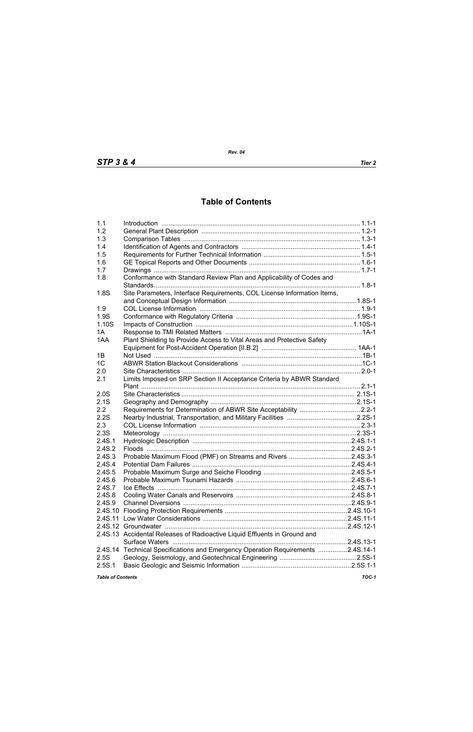# Table of Contents

| | | |
|---|---|---|
| 1.1 | Introduction | 1.1-1 |
| 1.2 | General Plant Description | 1.2-1 |
| 1.3 | Comparison Tables | 1.3-1 |
| 1.4 | Identification of Agents and Contractors | 1.4-1 |
| 1.5 | Requirements for Further Technical Information | 1.5-1 |
| 1.6 | GE Topical Reports and Other Documents | 1.6-1 |
| 1.7 | Drawings | 1.7-1 |
| 1.8 | Conformance with Standard Review Plan and Applicability of Codes and Standards | 1.8-1 |
| 1.8S | Site Parameters, Interface Requirements, COL License Information Items, and Conceptual Design Information | 1.8S-1 |
| 1.9 | COL License Information | 1.9-1 |
| 1.9S | Conformance with Regulatory Criteria | 1.9S-1 |
| 1.10S | Impacts of Construction | 1.10S-1 |
| 1A | Response to TMI Related Matters | 1A-1 |
| 1AA | Plant Shielding to Provide Access to Vital Areas and Protective Safety Equipment for Post-Accident Operation [II.B.2] | 1AA-1 |
| 1B | Not Used | 1B-1 |
| 1C | ABWR Station Blackout Considerations | 1C-1 |
| 2.0 | Site Characteristics | 2.0-1 |
| 2.1 | Limits Imposed on SRP Section II Acceptance Criteria by ABWR Standard Plant | 2.1-1 |
| 2.0S | Site Characteristics | 2.1S-1 |
| 2.1S | Geography and Demography | 2.1S-1 |
| 2.2 | Requirements for Determination of ABWR Site Acceptability | 2.2-1 |
| 2.2S | Nearby Industrial, Transportation, and Military Facilities | 2.2S-1 |
| 2.3 | COL License Information | 2.3-1 |
| 2.3S | Meteorology | 2.3S-1 |
| 2.4S.1 | Hydrologic Description | 2.4S.1-1 |
| 2.4S.2 | Floods | 2.4S.2-1 |
| 2.4S.3 | Probable Maximum Flood (PMF) on Streams and Rivers | 2.4S.3-1 |
| 2.4S.4 | Potential Dam Failures | 2.4S.4-1 |
| 2.4S.5 | Probable Maximum Surge and Seiche Flooding | 2.4S.5-1 |
| 2.4S.6 | Probable Maximum Tsunami Hazards | 2.4S.6-1 |
| 2.4S.7 | Ice Effects | 2.4S.7-1 |
| 2.4S.8 | Cooling Water Canals and Reservoirs | 2.4S.8-1 |
| 2.4S.9 | Channel Diversions | 2.4S.9-1 |
| 2.4S.10 | Flooding Protection Requirements | 2.4S.10-1 |
| 2.4S.11 | Low Water Considerations | 2.4S.11-1 |
| 2.4S.12 | Groundwater | 2.4S.12-1 |
| 2.4S.13 | Accidental Releases of Radioactive Liquid Effluents in Ground and Surface Waters | 2.4S.13-1 |
| 2.4S.14 | Technical Specifications and Emergency Operation Requirements | 2.4S.14-1 |
| 2.5S | Geology, Seismology, and Geotechnical Engineering | 2.5S-1 |
| 2.5S.1 | Basic Geologic and Seismic Information | 2.5S.1-1 |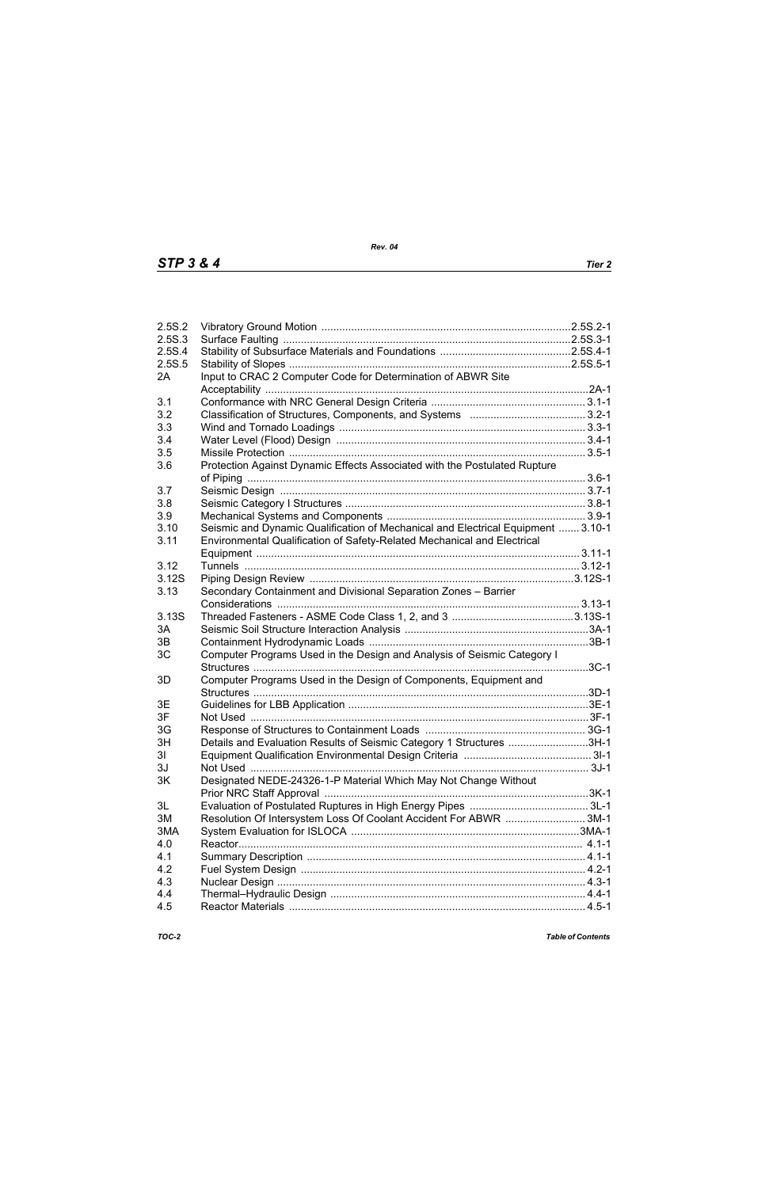| | | |
|---|---|---|
| 2.5S.2 | Vibratory Ground Motion | 2.5S.2-1 |
| 2.5S.3 | Surface Faulting | 2.5S.3-1 |
| 2.5S.4 | Stability of Subsurface Materials and Foundations | 2.5S.4-1 |
| 2.5S.5 | Stability of Slopes | 2.5S.5-1 |
| 2A | Input to CRAC 2 Computer Code for Determination of ABWR Site Acceptability | 2A-1 |
| 3.1 | Conformance with NRC General Design Criteria | 3.1-1 |
| 3.2 | Classification of Structures, Components, and Systems | 3.2-1 |
| 3.3 | Wind and Tornado Loadings | 3.3-1 |
| 3.4 | Water Level (Flood) Design | 3.4-1 |
| 3.5 | Missile Protection | 3.5-1 |
| 3.6 | Protection Against Dynamic Effects Associated with the Postulated Rupture of Piping | 3.6-1 |
| 3.7 | Seismic Design | 3.7-1 |
| 3.8 | Seismic Category I Structures | 3.8-1 |
| 3.9 | Mechanical Systems and Components | 3.9-1 |
| 3.10 | Seismic and Dynamic Qualification of Mechanical and Electrical Equipment | 3.10-1 |
| 3.11 | Environmental Qualification of Safety-Related Mechanical and Electrical Equipment | 3.11-1 |
| 3.12 | Tunnels | 3.12-1 |
| 3.12S | Piping Design Review | 3.12S-1 |
| 3.13 | Secondary Containment and Divisional Separation Zones – Barrier Considerations | 3.13-1 |
| 3.13S | Threaded Fasteners - ASME Code Class 1, 2, and 3 | 3.13S-1 |
| 3A | Seismic Soil Structure Interaction Analysis | 3A-1 |
| 3B | Containment Hydrodynamic Loads | 3B-1 |
| 3C | Computer Programs Used in the Design and Analysis of Seismic Category I Structures | 3C-1 |
| 3D | Computer Programs Used in the Design of Components, Equipment and Structures | 3D-1 |
| 3E | Guidelines for LBB Application | 3E-1 |
| 3F | Not Used | 3F-1 |
| 3G | Response of Structures to Containment Loads | 3G-1 |
| 3H | Details and Evaluation Results of Seismic Category 1 Structures | 3H-1 |
| 3I | Equipment Qualification Environmental Design Criteria | 3I-1 |
| 3J | Not Used | 3J-1 |
| 3K | Designated NEDE-24326-1-P Material Which May Not Change Without Prior NRC Staff Approval | 3K-1 |
| 3L | Evaluation of Postulated Ruptures in High Energy Pipes | 3L-1 |
| 3M | Resolution Of Intersystem Loss Of Coolant Accident For ABWR | 3M-1 |
| 3MA | System Evaluation for ISLOCA | 3MA-1 |
| 4.0 | Reactor | 4.1-1 |
| 4.1 | Summary Description | 4.1-1 |
| 4.2 | Fuel System Design | 4.2-1 |
| 4.3 | Nuclear Design | 4.3-1 |
| 4.4 | Thermal–Hydraulic Design | 4.4-1 |
| 4.5 | Reactor Materials | 4.5-1 |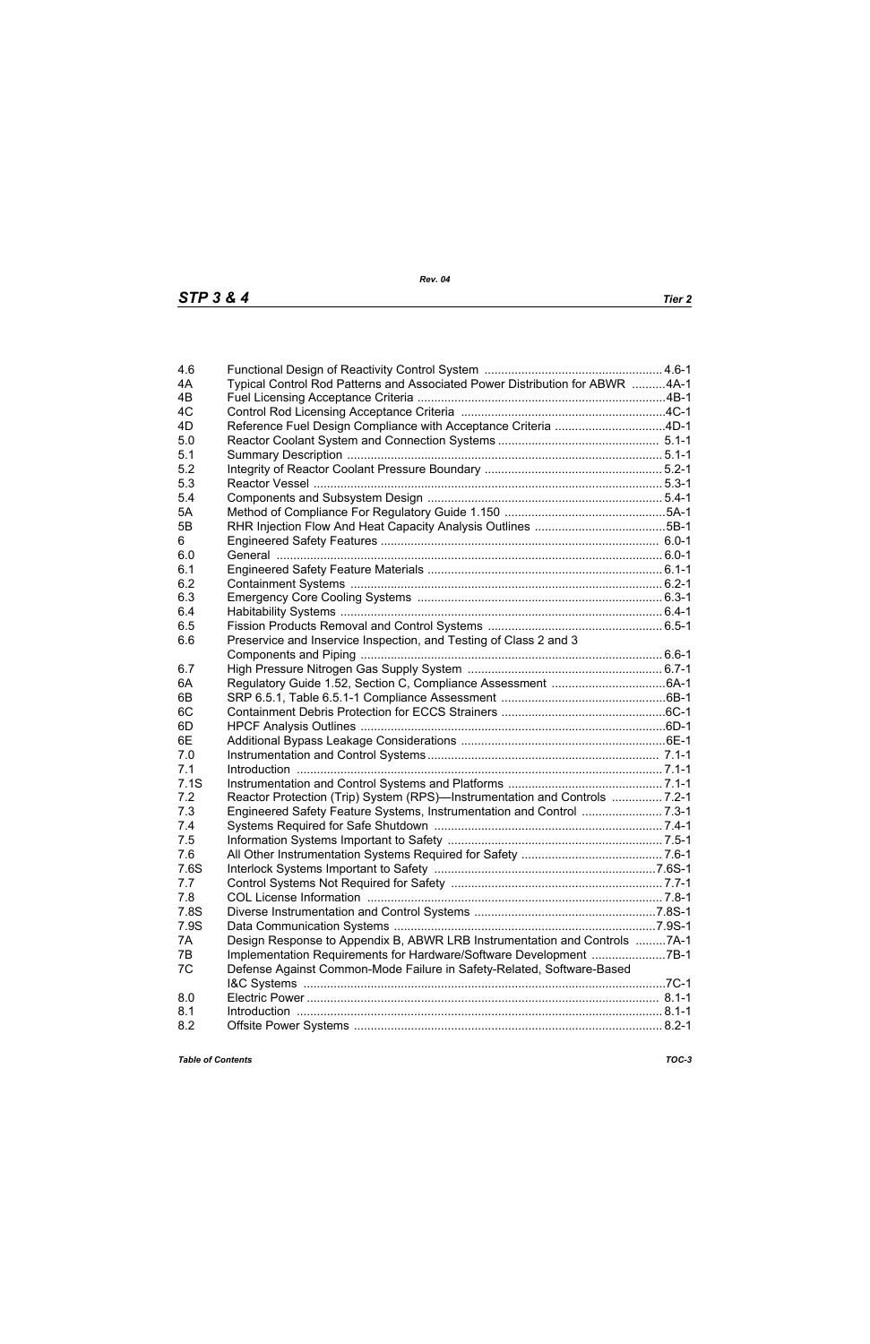| | | |
|---|---|---|
| 4.6 | Functional Design of Reactivity Control System | 4.6-1 |
| 4A | Typical Control Rod Patterns and Associated Power Distribution for ABWR | 4A-1 |
| 4B | Fuel Licensing Acceptance Criteria | 4B-1 |
| 4C | Control Rod Licensing Acceptance Criteria | 4C-1 |
| 4D | Reference Fuel Design Compliance with Acceptance Criteria | 4D-1 |
| 5.0 | Reactor Coolant System and Connection Systems | 5.1-1 |
| 5.1 | Summary Description | 5.1-1 |
| 5.2 | Integrity of Reactor Coolant Pressure Boundary | 5.2-1 |
| 5.3 | Reactor Vessel | 5.3-1 |
| 5.4 | Components and Subsystem Design | 5.4-1 |
| 5A | Method of Compliance For Regulatory Guide 1.150 | 5A-1 |
| 5B | RHR Injection Flow And Heat Capacity Analysis Outlines | 5B-1 |
| 6 | Engineered Safety Features | 6.0-1 |
| 6.0 | General | 6.0-1 |
| 6.1 | Engineered Safety Feature Materials | 6.1-1 |
| 6.2 | Containment Systems | 6.2-1 |
| 6.3 | Emergency Core Cooling Systems | 6.3-1 |
| 6.4 | Habitability Systems | 6.4-1 |
| 6.5 | Fission Products Removal and Control Systems | 6.5-1 |
| 6.6 | Preservice and Inservice Inspection, and Testing of Class 2 and 3 Components and Piping | 6.6-1 |
| 6.7 | High Pressure Nitrogen Gas Supply System | 6.7-1 |
| 6A | Regulatory Guide 1.52, Section C, Compliance Assessment | 6A-1 |
| 6B | SRP 6.5.1, Table 6.5.1-1 Compliance Assessment | 6B-1 |
| 6C | Containment Debris Protection for ECCS Strainers | 6C-1 |
| 6D | HPCF Analysis Outlines | 6D-1 |
| 6E | Additional Bypass Leakage Considerations | 6E-1 |
| 7.0 | Instrumentation and Control Systems | 7.1-1 |
| 7.1 | Introduction | 7.1-1 |
| 7.1S | Instrumentation and Control Systems and Platforms | 7.1-1 |
| 7.2 | Reactor Protection (Trip) System (RPS)—Instrumentation and Controls | 7.2-1 |
| 7.3 | Engineered Safety Feature Systems, Instrumentation and Control | 7.3-1 |
| 7.4 | Systems Required for Safe Shutdown | 7.4-1 |
| 7.5 | Information Systems Important to Safety | 7.5-1 |
| 7.6 | All Other Instrumentation Systems Required for Safety | 7.6-1 |
| 7.6S | Interlock Systems Important to Safety | 7.6S-1 |
| 7.7 | Control Systems Not Required for Safety | 7.7-1 |
| 7.8 | COL License Information | 7.8-1 |
| 7.8S | Diverse Instrumentation and Control Systems | 7.8S-1 |
| 7.9S | Data Communication Systems | 7.9S-1 |
| 7A | Design Response to Appendix B, ABWR LRB Instrumentation and Controls | 7A-1 |
| 7B | Implementation Requirements for Hardware/Software Development | 7B-1 |
| 7C | Defense Against Common-Mode Failure in Safety-Related, Software-Based I&C Systems | 7C-1 |
| 8.0 | Electric Power | 8.1-1 |
| 8.1 | Introduction | 8.1-1 |
| 8.2 | Offsite Power Systems | 8.2-1 |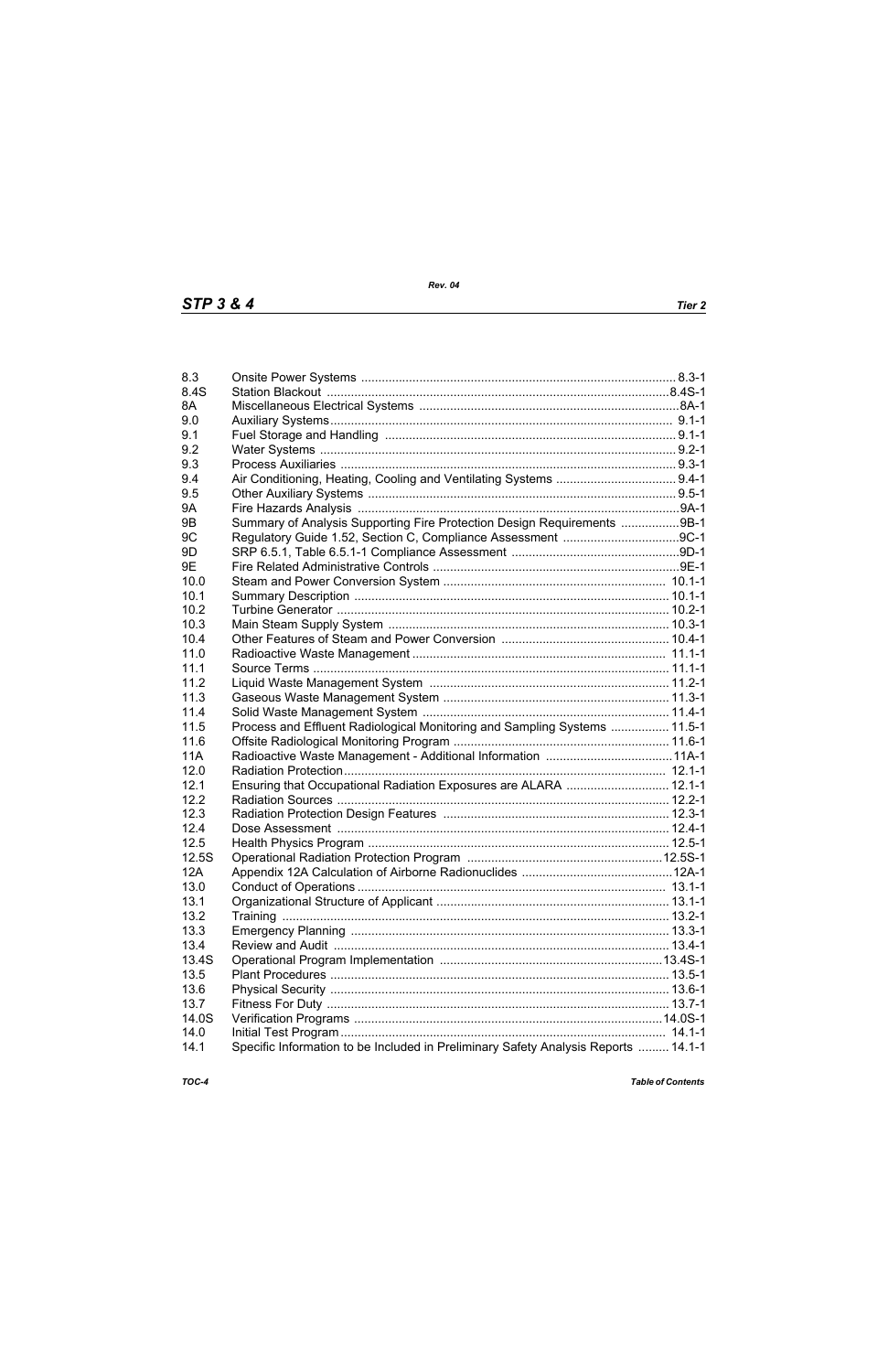| | | |
|---|---|---|
| 8.3 | Onsite Power Systems | 8.3-1 |
| 8.4S | Station Blackout | 8.4S-1 |
| 8A | Miscellaneous Electrical Systems | 8A-1 |
| 9.0 | Auxiliary Systems | 9.1-1 |
| 9.1 | Fuel Storage and Handling | 9.1-1 |
| 9.2 | Water Systems | 9.2-1 |
| 9.3 | Process Auxiliaries | 9.3-1 |
| 9.4 | Air Conditioning, Heating, Cooling and Ventilating Systems | 9.4-1 |
| 9.5 | Other Auxiliary Systems | 9.5-1 |
| 9A | Fire Hazards Analysis | 9A-1 |
| 9B | Summary of Analysis Supporting Fire Protection Design Requirements | 9B-1 |
| 9C | Regulatory Guide 1.52, Section C, Compliance Assessment | 9C-1 |
| 9D | SRP 6.5.1, Table 6.5.1-1 Compliance Assessment | 9D-1 |
| 9E | Fire Related Administrative Controls | 9E-1 |
| 10.0 | Steam and Power Conversion System | 10.1-1 |
| 10.1 | Summary Description | 10.1-1 |
| 10.2 | Turbine Generator | 10.2-1 |
| 10.3 | Main Steam Supply System | 10.3-1 |
| 10.4 | Other Features of Steam and Power Conversion | 10.4-1 |
| 11.0 | Radioactive Waste Management | 11.1-1 |
| 11.1 | Source Terms | 11.1-1 |
| 11.2 | Liquid Waste Management System | 11.2-1 |
| 11.3 | Gaseous Waste Management System | 11.3-1 |
| 11.4 | Solid Waste Management System | 11.4-1 |
| 11.5 | Process and Effluent Radiological Monitoring and Sampling Systems | 11.5-1 |
| 11.6 | Offsite Radiological Monitoring Program | 11.6-1 |
| 11A | Radioactive Waste Management - Additional Information | 11A-1 |
| 12.0 | Radiation Protection | 12.1-1 |
| 12.1 | Ensuring that Occupational Radiation Exposures are ALARA | 12.1-1 |
| 12.2 | Radiation Sources | 12.2-1 |
| 12.3 | Radiation Protection Design Features | 12.3-1 |
| 12.4 | Dose Assessment | 12.4-1 |
| 12.5 | Health Physics Program | 12.5-1 |
| 12.5S | Operational Radiation Protection Program | 12.5S-1 |
| 12A | Appendix 12A Calculation of Airborne Radionuclides | 12A-1 |
| 13.0 | Conduct of Operations | 13.1-1 |
| 13.1 | Organizational Structure of Applicant | 13.1-1 |
| 13.2 | Training | 13.2-1 |
| 13.3 | Emergency Planning | 13.3-1 |
| 13.4 | Review and Audit | 13.4-1 |
| 13.4S | Operational Program Implementation | 13.4S-1 |
| 13.5 | Plant Procedures | 13.5-1 |
| 13.6 | Physical Security | 13.6-1 |
| 13.7 | Fitness For Duty | 13.7-1 |
| 14.0S | Verification Programs | 14.0S-1 |
| 14.0 | Initial Test Program | 14.1-1 |
| 14.1 | Specific Information to be Included in Preliminary Safety Analysis Reports | 14.1-1 |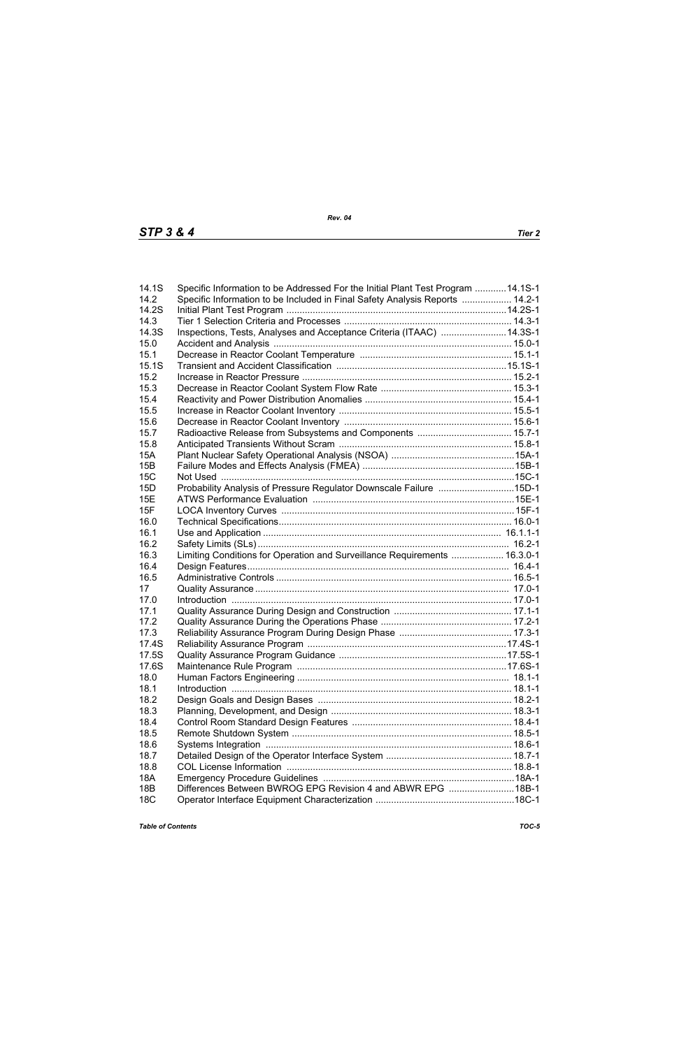| | | |
|---|---|---|
| 14.1S | Specific Information to be Addressed For the Initial Plant Test Program | 14.1S-1 |
| 14.2 | Specific Information to be Included in Final Safety Analysis Reports | 14.2-1 |
| 14.2S | Initial Plant Test Program | 14.2S-1 |
| 14.3 | Tier 1 Selection Criteria and Processes | 14.3-1 |
| 14.3S | Inspections, Tests, Analyses and Acceptance Criteria (ITAAC) | 14.3S-1 |
| 15.0 | Accident and Analysis | 15.0-1 |
| 15.1 | Decrease in Reactor Coolant Temperature | 15.1-1 |
| 15.1S | Transient and Accident Classification | 15.1S-1 |
| 15.2 | Increase in Reactor Pressure | 15.2-1 |
| 15.3 | Decrease in Reactor Coolant System Flow Rate | 15.3-1 |
| 15.4 | Reactivity and Power Distribution Anomalies | 15.4-1 |
| 15.5 | Increase in Reactor Coolant Inventory | 15.5-1 |
| 15.6 | Decrease in Reactor Coolant Inventory | 15.6-1 |
| 15.7 | Radioactive Release from Subsystems and Components | 15.7-1 |
| 15.8 | Anticipated Transients Without Scram | 15.8-1 |
| 15A | Plant Nuclear Safety Operational Analysis (NSOA) | 15A-1 |
| 15B | Failure Modes and Effects Analysis (FMEA) | 15B-1 |
| 15C | Not Used | 15C-1 |
| 15D | Probability Analysis of Pressure Regulator Downscale Failure | 15D-1 |
| 15E | ATWS Performance Evaluation | 15E-1 |
| 15F | LOCA Inventory Curves | 15F-1 |
| 16.0 | Technical Specifications | 16.0-1 |
| 16.1 | Use and Application | 16.1.1-1 |
| 16.2 | Safety Limits (SLs) | 16.2-1 |
| 16.3 | Limiting Conditions for Operation and Surveillance Requirements | 16.3.0-1 |
| 16.4 | Design Features | 16.4-1 |
| 16.5 | Administrative Controls | 16.5-1 |
| 17 | Quality Assurance | 17.0-1 |
| 17.0 | Introduction | 17.0-1 |
| 17.1 | Quality Assurance During Design and Construction | 17.1-1 |
| 17.2 | Quality Assurance During the Operations Phase | 17.2-1 |
| 17.3 | Reliability Assurance Program During Design Phase | 17.3-1 |
| 17.4S | Reliability Assurance Program | 17.4S-1 |
| 17.5S | Quality Assurance Program Guidance | 17.5S-1 |
| 17.6S | Maintenance Rule Program | 17.6S-1 |
| 18.0 | Human Factors Engineering | 18.1-1 |
| 18.1 | Introduction | 18.1-1 |
| 18.2 | Design Goals and Design Bases | 18.2-1 |
| 18.3 | Planning, Development, and Design | 18.3-1 |
| 18.4 | Control Room Standard Design Features | 18.4-1 |
| 18.5 | Remote Shutdown System | 18.5-1 |
| 18.6 | Systems Integration | 18.6-1 |
| 18.7 | Detailed Design of the Operator Interface System | 18.7-1 |
| 18.8 | COL License Information | 18.8-1 |
| 18A | Emergency Procedure Guidelines | 18A-1 |
| 18B | Differences Between BWROG EPG Revision 4 and ABWR EPG | 18B-1 |
| 18C | Operator Interface Equipment Characterization | 18C-1 |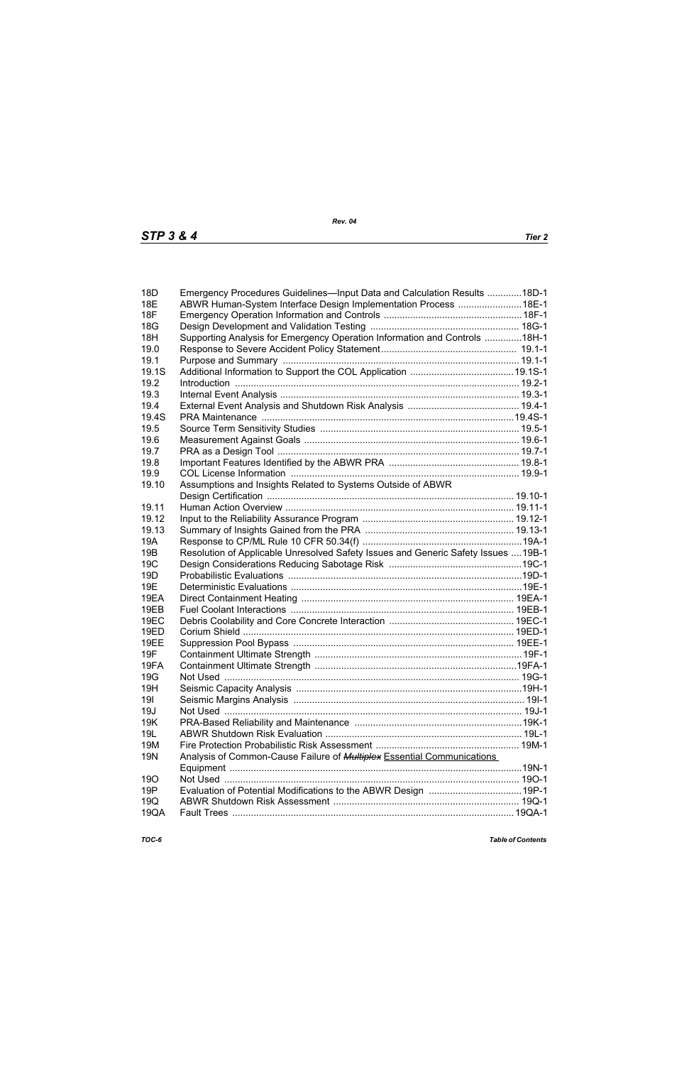| | | |
|---|---|---|
| 18D | Emergency Procedures Guidelines—Input Data and Calculation Results | 18D-1 |
| 18E | ABWR Human-System Interface Design Implementation Process | 18E-1 |
| 18F | Emergency Operation Information and Controls | 18F-1 |
| 18G | Design Development and Validation Testing | 18G-1 |
| 18H | Supporting Analysis for Emergency Operation Information and Controls | 18H-1 |
| 19.0 | Response to Severe Accident Policy Statement | 19.1-1 |
| 19.1 | Purpose and Summary | 19.1-1 |
| 19.1S | Additional Information to Support the COL Application | 19.1S-1 |
| 19.2 | Introduction | 19.2-1 |
| 19.3 | Internal Event Analysis | 19.3-1 |
| 19.4 | External Event Analysis and Shutdown Risk Analysis | 19.4-1 |
| 19.4S | PRA Maintenance | 19.4S-1 |
| 19.5 | Source Term Sensitivity Studies | 19.5-1 |
| 19.6 | Measurement Against Goals | 19.6-1 |
| 19.7 | PRA as a Design Tool | 19.7-1 |
| 19.8 | Important Features Identified by the ABWR PRA | 19.8-1 |
| 19.9 | COL License Information | 19.9-1 |
| 19.10 | Assumptions and Insights Related to Systems Outside of ABWR Design Certification | 19.10-1 |
| 19.11 | Human Action Overview | 19.11-1 |
| 19.12 | Input to the Reliability Assurance Program | 19.12-1 |
| 19.13 | Summary of Insights Gained from the PRA | 19.13-1 |
| 19A | Response to CP/ML Rule 10 CFR 50.34(f) | 19A-1 |
| 19B | Resolution of Applicable Unresolved Safety Issues and Generic Safety Issues | 19B-1 |
| 19C | Design Considerations Reducing Sabotage Risk | 19C-1 |
| 19D | Probabilistic Evaluations | 19D-1 |
| 19E | Deterministic Evaluations | 19E-1 |
| 19EA | Direct Containment Heating | 19EA-1 |
| 19EB | Fuel Coolant Interactions | 19EB-1 |
| 19EC | Debris Coolability and Core Concrete Interaction | 19EC-1 |
| 19ED | Corium Shield | 19ED-1 |
| 19EE | Suppression Pool Bypass | 19EE-1 |
| 19F | Containment Ultimate Strength | 19F-1 |
| 19FA | Containment Ultimate Strength | 19FA-1 |
| 19G | Not Used | 19G-1 |
| 19H | Seismic Capacity Analysis | 19H-1 |
| 19I | Seismic Margins Analysis | 19I-1 |
| 19J | Not Used | 19J-1 |
| 19K | PRA-Based Reliability and Maintenance | 19K-1 |
| 19L | ABWR Shutdown Risk Evaluation | 19L-1 |
| 19M | Fire Protection Probabilistic Risk Assessment | 19M-1 |
| 19N | Analysis of Common-Cause Failure of ~~*Multiplex*~~ Essential Communications Equipment | 19N-1 |
| 19O | Not Used | 19O-1 |
| 19P | Evaluation of Potential Modifications to the ABWR Design | 19P-1 |
| 19Q | ABWR Shutdown Risk Assessment | 19Q-1 |
| 19QA | Fault Trees | 19QA-1 |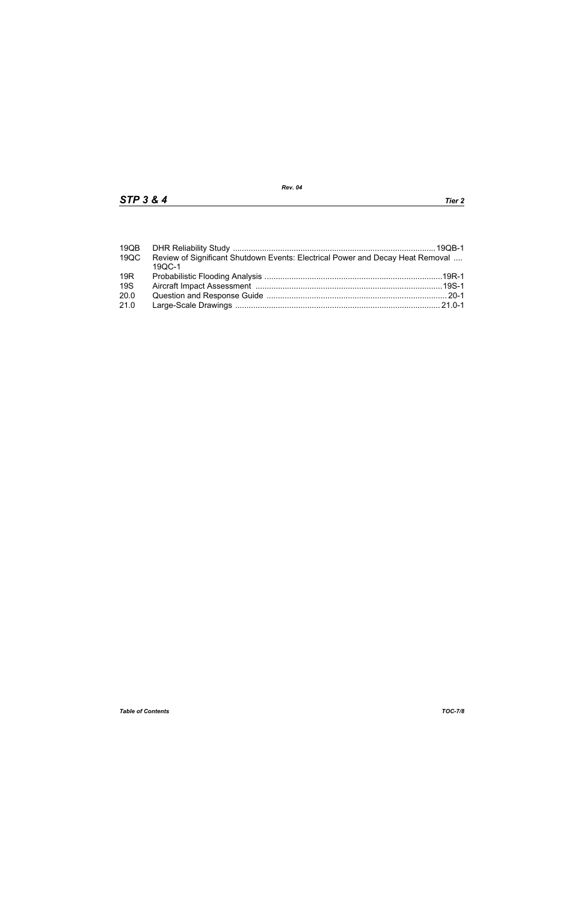| | | |
|---|---|---|
| 19QB | DHR Reliability Study | 19QB-1 |
| 19QC | Review of Significant Shutdown Events: Electrical Power and Decay Heat Removal | 19QC-1 |
| 19R | Probabilistic Flooding Analysis | 19R-1 |
| 19S | Aircraft Impact Assessment | 19S-1 |
| 20.0 | Question and Response Guide | 20-1 |
| 21.0 | Large-Scale Drawings | 21.0-1 |